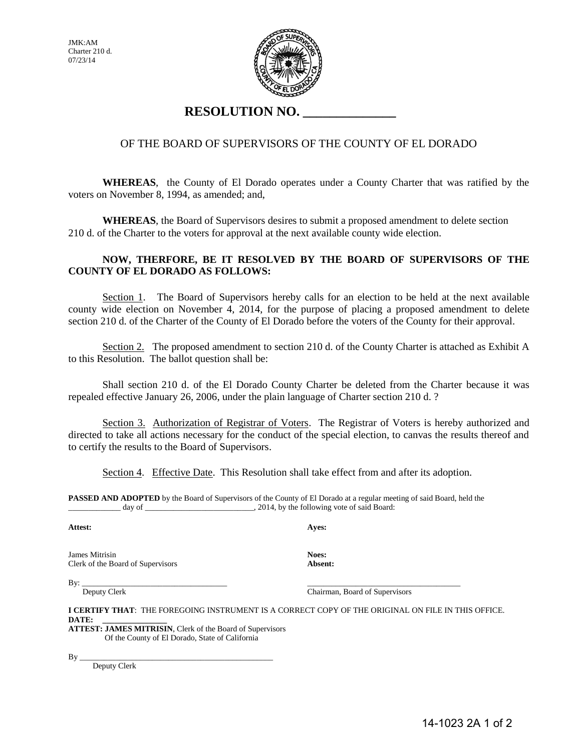JMK:AM
Charter 210 d.
07/23/14

# RESOLUTION NO. ______________

## OF THE BOARD OF SUPERVISORS OF THE COUNTY OF EL DORADO

**WHEREAS**, the County of El Dorado operates under a County Charter that was ratified by the voters on November 8, 1994, as amended; and,

**WHEREAS**, the Board of Supervisors desires to submit a proposed amendment to delete section 210 d. of the Charter to the voters for approval at the next available county wide election.

**NOW, THERFORE, BE IT RESOLVED BY THE BOARD OF SUPERVISORS OF THE COUNTY OF EL DORADO AS FOLLOWS:**

Section 1. The Board of Supervisors hereby calls for an election to be held at the next available county wide election on November 4, 2014, for the purpose of placing a proposed amendment to delete section 210 d. of the Charter of the County of El Dorado before the voters of the County for their approval.

Section 2. The proposed amendment to section 210 d. of the County Charter is attached as Exhibit A to this Resolution. The ballot question shall be:

Shall section 210 d. of the El Dorado County Charter be deleted from the Charter because it was repealed effective January 26, 2006, under the plain language of Charter section 210 d. ?

Section 3. Authorization of Registrar of Voters. The Registrar of Voters is hereby authorized and directed to take all actions necessary for the conduct of the special election, to canvas the results thereof and to certify the results to the Board of Supervisors.

Section 4. Effective Date. This Resolution shall take effect from and after its adoption.

**PASSED AND ADOPTED** by the Board of Supervisors of the County of El Dorado at a regular meeting of said Board, held the _____________ day of ___________________________, 2014, by the following vote of said Board:

**Attest:**

James Mitrisin
Clerk of the Board of Supervisors

By: ____________________________________
Deputy Clerk

**Ayes:**

**Noes:**
**Absent:**

_____________________________________
Chairman, Board of Supervisors

**I CERTIFY THAT**: THE FOREGOING INSTRUMENT IS A CORRECT COPY OF THE ORIGINAL ON FILE IN THIS OFFICE.
**DATE: _______________**
**ATTEST: JAMES MITRISIN**, Clerk of the Board of Supervisors
Of the County of El Dorado, State of California

By __________________________________________________
Deputy Clerk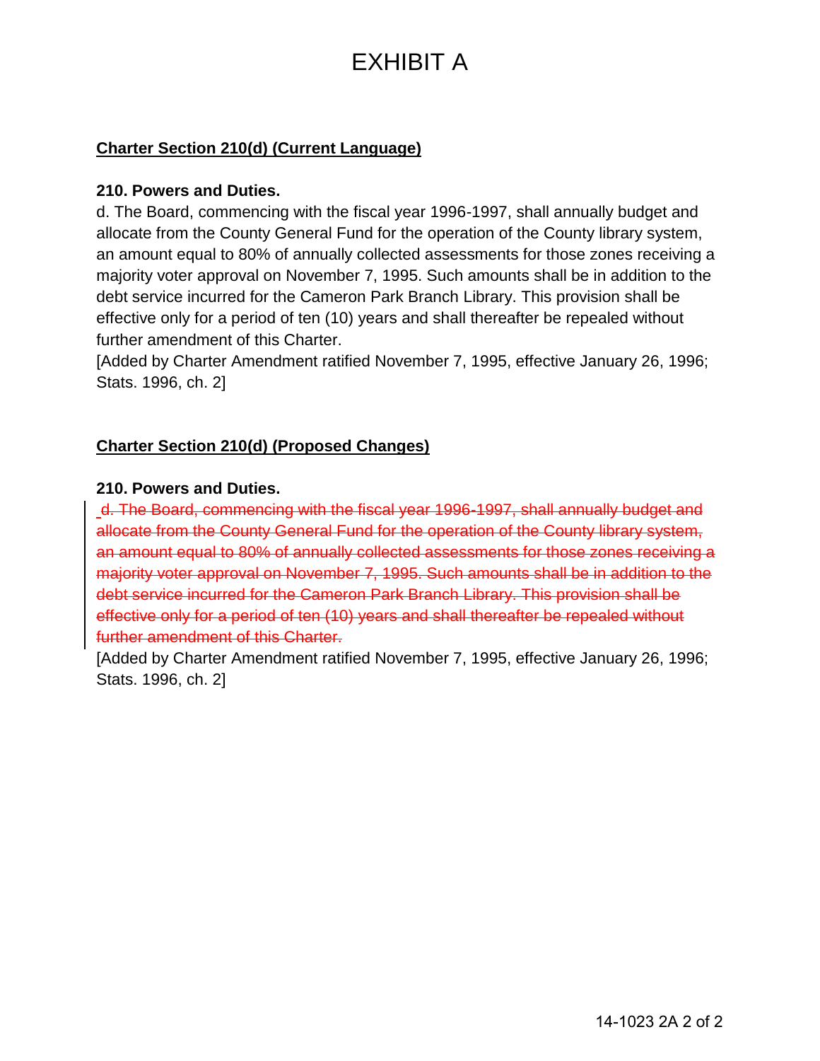# EXHIBIT A

**Charter Section 210(d) (Current Language)**

**210. Powers and Duties.**

d. The Board, commencing with the fiscal year 1996-1997, shall annually budget and allocate from the County General Fund for the operation of the County library system, an amount equal to 80% of annually collected assessments for those zones receiving a majority voter approval on November 7, 1995. Such amounts shall be in addition to the debt service incurred for the Cameron Park Branch Library. This provision shall be effective only for a period of ten (10) years and shall thereafter be repealed without further amendment of this Charter.

[Added by Charter Amendment ratified November 7, 1995, effective January 26, 1996; Stats. 1996, ch. 2]

**Charter Section 210(d) (Proposed Changes)**

**210. Powers and Duties.**

~~d. The Board, commencing with the fiscal year 1996-1997, shall annually budget and allocate from the County General Fund for the operation of the County library system, an amount equal to 80% of annually collected assessments for those zones receiving a majority voter approval on November 7, 1995. Such amounts shall be in addition to the debt service incurred for the Cameron Park Branch Library. This provision shall be effective only for a period of ten (10) years and shall thereafter be repealed without further amendment of this Charter.~~

[Added by Charter Amendment ratified November 7, 1995, effective January 26, 1996; Stats. 1996, ch. 2]